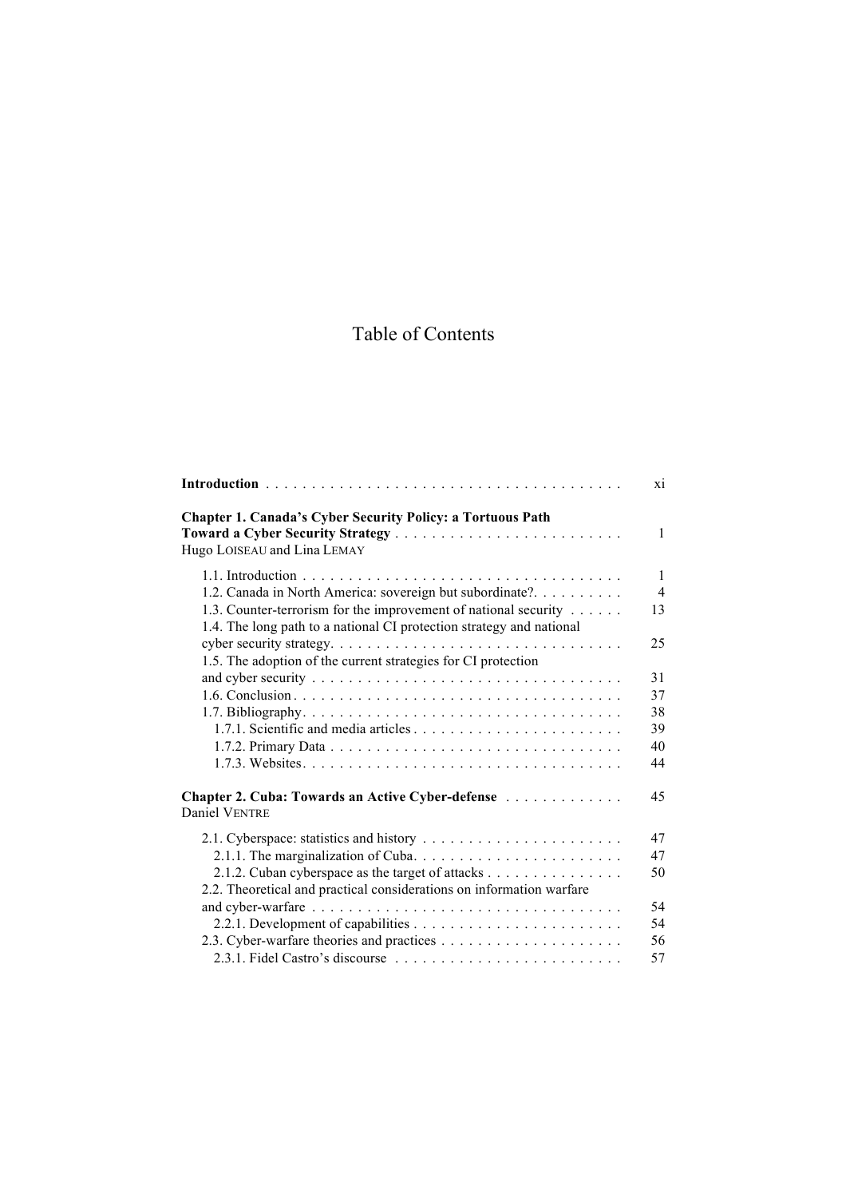# Table of Contents

**Introduction** . . . . . . . . . . . . . . . . . . . . . . . . . . . . . . . . . . . . . . xi

**Chapter 1. Canada's Cyber Security Policy: a Tortuous Path Toward a Cyber Security Strategy** . . . . . . . . . . . . . . . . . . . . . . . . . 1
Hugo LOISEAU and Lina LEMAY

1.1. Introduction . . . . . . . . . . . . . . . . . . . . . . . . . . . . . . . . . . . 1
1.2. Canada in North America: sovereign but subordinate?. . . . . . . . . . 4
1.3. Counter-terrorism for the improvement of national security . . . . . . 13
1.4. The long path to a national CI protection strategy and national cyber security strategy. . . . . . . . . . . . . . . . . . . . . . . . . . . . . . . 25
1.5. The adoption of the current strategies for CI protection and cyber security . . . . . . . . . . . . . . . . . . . . . . . . . . . . . . . . . 31
1.6. Conclusion . . . . . . . . . . . . . . . . . . . . . . . . . . . . . . . . . . . 37
1.7. Bibliography. . . . . . . . . . . . . . . . . . . . . . . . . . . . . . . . . . 38
1.7.1. Scientific and media articles . . . . . . . . . . . . . . . . . . . . . . 39
1.7.2. Primary Data . . . . . . . . . . . . . . . . . . . . . . . . . . . . . . . . 40
1.7.3. Websites. . . . . . . . . . . . . . . . . . . . . . . . . . . . . . . . . . . 44

**Chapter 2. Cuba: Towards an Active Cyber-defense** . . . . . . . . . . . . . 45
Daniel VENTRE

2.1. Cyberspace: statistics and history . . . . . . . . . . . . . . . . . . . . . . 47
2.1.1. The marginalization of Cuba. . . . . . . . . . . . . . . . . . . . . . . 47
2.1.2. Cuban cyberspace as the target of attacks . . . . . . . . . . . . . . . 50
2.2. Theoretical and practical considerations on information warfare and cyber-warfare . . . . . . . . . . . . . . . . . . . . . . . . . . . . . . . . . 54
2.2.1. Development of capabilities . . . . . . . . . . . . . . . . . . . . . . . 54
2.3. Cyber-warfare theories and practices . . . . . . . . . . . . . . . . . . . . 56
2.3.1. Fidel Castro's discourse . . . . . . . . . . . . . . . . . . . . . . . . . 57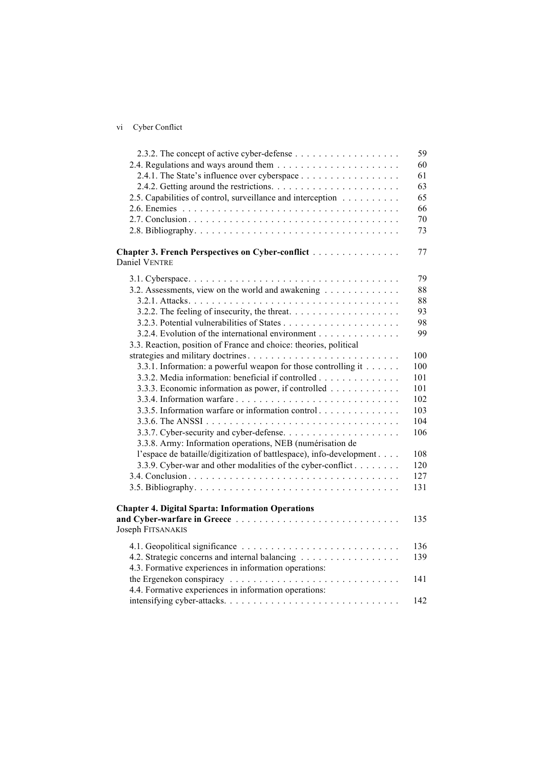2.3.2. The concept of active cyber-defense . . . . . . . . . . . . . . . . . . 59
2.4. Regulations and ways around them . . . . . . . . . . . . . . . . . . . . . 60
2.4.1. The State's influence over cyberspace . . . . . . . . . . . . . . . . . 61
2.4.2. Getting around the restrictions. . . . . . . . . . . . . . . . . . . . . . 63
2.5. Capabilities of control, surveillance and interception . . . . . . . . . . 65
2.6. Enemies . . . . . . . . . . . . . . . . . . . . . . . . . . . . . . . . . . . . 66
2.7. Conclusion . . . . . . . . . . . . . . . . . . . . . . . . . . . . . . . . . . 70
2.8. Bibliography. . . . . . . . . . . . . . . . . . . . . . . . . . . . . . . . . . 73

**Chapter 3. French Perspectives on Cyber-conflict** . . . . . . . . . . . . . . . 77
Daniel VENTRE

3.1. Cyberspace. . . . . . . . . . . . . . . . . . . . . . . . . . . . . . . . . . . 79
3.2. Assessments, view on the world and awakening . . . . . . . . . . . . . 88
3.2.1. Attacks. . . . . . . . . . . . . . . . . . . . . . . . . . . . . . . . . . . 88
3.2.2. The feeling of insecurity, the threat. . . . . . . . . . . . . . . . . . . 93
3.2.3. Potential vulnerabilities of States . . . . . . . . . . . . . . . . . . . . 98
3.2.4. Evolution of the international environment . . . . . . . . . . . . . . 99
3.3. Reaction, position of France and choice: theories, political strategies and military doctrines . . . . . . . . . . . . . . . . . . . . . . . . . 100
3.3.1. Information: a powerful weapon for those controlling it . . . . . . 100
3.3.2. Media information: beneficial if controlled . . . . . . . . . . . . . . 101
3.3.3. Economic information as power, if controlled . . . . . . . . . . . . 101
3.3.4. Information warfare . . . . . . . . . . . . . . . . . . . . . . . . . . . 102
3.3.5. Information warfare or information control . . . . . . . . . . . . . . 103
3.3.6. The ANSSI . . . . . . . . . . . . . . . . . . . . . . . . . . . . . . . . 104
3.3.7. Cyber-security and cyber-defense. . . . . . . . . . . . . . . . . . . . 106
3.3.8. Army: Information operations, NEB (numérisation de l'espace de bataille/digitization of battlespace), info-development . . . . 108
3.3.9. Cyber-war and other modalities of the cyber-conflict . . . . . . . . 120
3.4. Conclusion . . . . . . . . . . . . . . . . . . . . . . . . . . . . . . . . . . 127
3.5. Bibliography. . . . . . . . . . . . . . . . . . . . . . . . . . . . . . . . . . 131

**Chapter 4. Digital Sparta: Information Operations and Cyber-warfare in Greece** . . . . . . . . . . . . . . . . . . . . . . . . . . . 135
Joseph FITSANAKIS

4.1. Geopolitical significance . . . . . . . . . . . . . . . . . . . . . . . . . . 136
4.2. Strategic concerns and internal balancing . . . . . . . . . . . . . . . . 139
4.3. Formative experiences in information operations: the Ergenekon conspiracy . . . . . . . . . . . . . . . . . . . . . . . . . . . . 141
4.4. Formative experiences in information operations: intensifying cyber-attacks. . . . . . . . . . . . . . . . . . . . . . . . . . . . . 142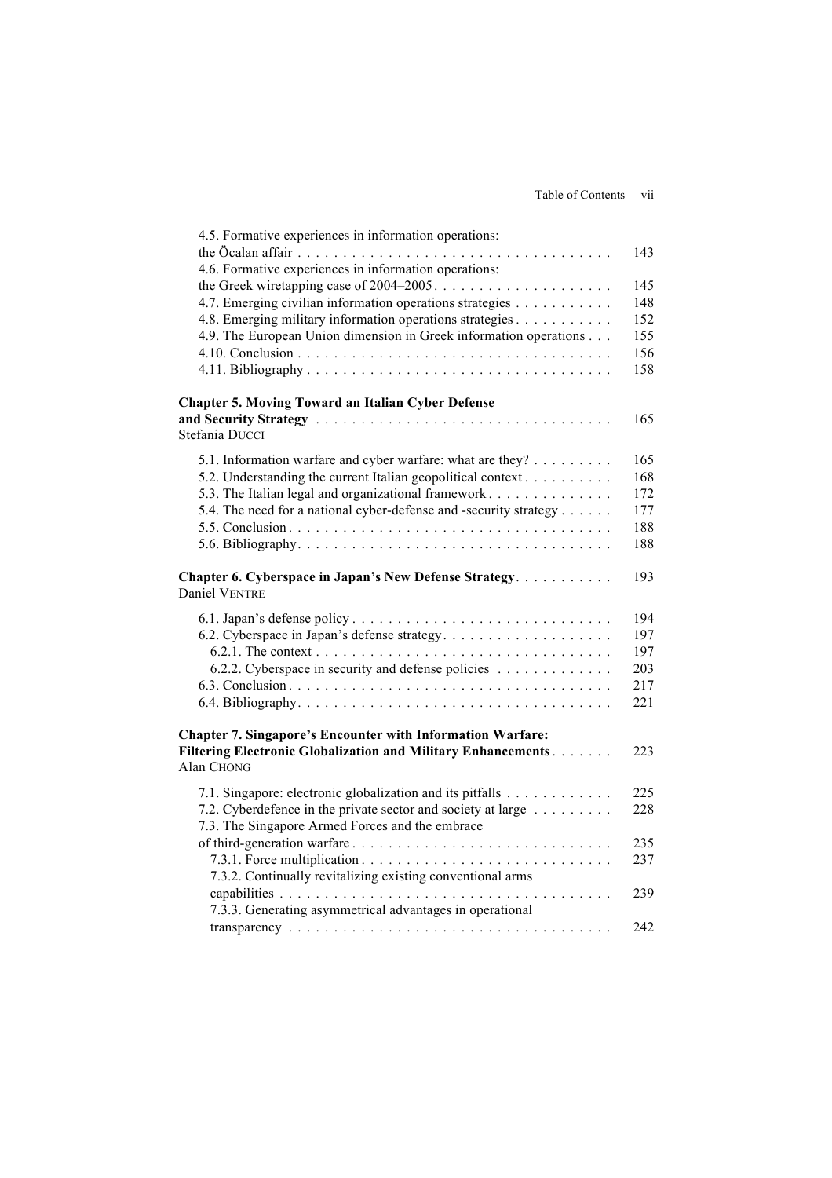4.5. Formative experiences in information operations: the Öcalan affair . . . . . . . . . . . . . . . . . . . . . . . . . . . . . . . . . . . 143
4.6. Formative experiences in information operations: the Greek wiretapping case of 2004–2005 . . . . . . . . . . . . . . . . . . . . 145
4.7. Emerging civilian information operations strategies . . . . . . . . . . . 148
4.8. Emerging military information operations strategies . . . . . . . . . . . 152
4.9. The European Union dimension in Greek information operations . . . 155
4.10. Conclusion . . . . . . . . . . . . . . . . . . . . . . . . . . . . . . . . . . . 156
4.11. Bibliography . . . . . . . . . . . . . . . . . . . . . . . . . . . . . . . . . 158

**Chapter 5. Moving Toward an Italian Cyber Defense and Security Strategy** . . . . . . . . . . . . . . . . . . . . . . . . . . . . . . . . 165
Stefania DUCCI

5.1. Information warfare and cyber warfare: what are they? . . . . . . . . . 165
5.2. Understanding the current Italian geopolitical context . . . . . . . . . . 168
5.3. The Italian legal and organizational framework . . . . . . . . . . . . . . 172
5.4. The need for a national cyber-defense and -security strategy . . . . . . 177
5.5. Conclusion . . . . . . . . . . . . . . . . . . . . . . . . . . . . . . . . . . . 188
5.6. Bibliography . . . . . . . . . . . . . . . . . . . . . . . . . . . . . . . . . . 188

**Chapter 6. Cyberspace in Japan's New Defense Strategy** . . . . . . . . . . . 193
Daniel VENTRE

6.1. Japan's defense policy . . . . . . . . . . . . . . . . . . . . . . . . . . . . . 194
6.2. Cyberspace in Japan's defense strategy . . . . . . . . . . . . . . . . . . . 197
6.2.1. The context . . . . . . . . . . . . . . . . . . . . . . . . . . . . . . . . . 197
6.2.2. Cyberspace in security and defense policies . . . . . . . . . . . . . 203
6.3. Conclusion . . . . . . . . . . . . . . . . . . . . . . . . . . . . . . . . . . . 217
6.4. Bibliography . . . . . . . . . . . . . . . . . . . . . . . . . . . . . . . . . . 221

**Chapter 7. Singapore's Encounter with Information Warfare: Filtering Electronic Globalization and Military Enhancements** . . . . . . . 223
Alan CHONG

7.1. Singapore: electronic globalization and its pitfalls . . . . . . . . . . . . 225
7.2. Cyberdefence in the private sector and society at large . . . . . . . . . 228
7.3. The Singapore Armed Forces and the embrace of third-generation warfare . . . . . . . . . . . . . . . . . . . . . . . . . . . . 235
7.3.1. Force multiplication . . . . . . . . . . . . . . . . . . . . . . . . . . . . 237
7.3.2. Continually revitalizing existing conventional arms capabilities . . . . . . . . . . . . . . . . . . . . . . . . . . . . . . . . . . . . 239
7.3.3. Generating asymmetrical advantages in operational transparency . . . . . . . . . . . . . . . . . . . . . . . . . . . . . . . . . . . 242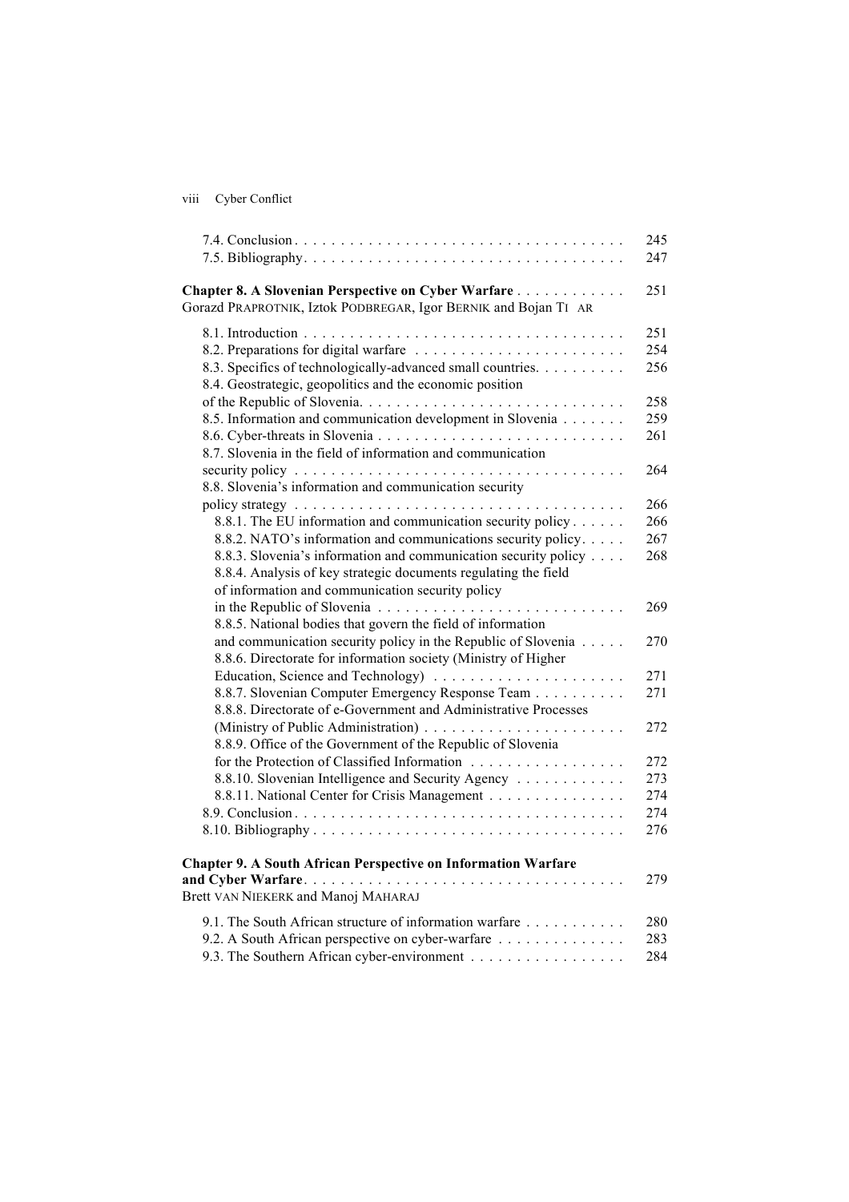7.4. Conclusion . . . . . . . . . . . . . . . . . . . . . . . . . . . . . . . . . . . 245
7.5. Bibliography. . . . . . . . . . . . . . . . . . . . . . . . . . . . . . . . . . . 247

**Chapter 8. A Slovenian Perspective on Cyber Warfare** . . . . . . . . . . . . 251
Gorazd PRAPROTNIK, Iztok PODBREGAR, Igor BERNIK and Bojan TI AR

8.1. Introduction . . . . . . . . . . . . . . . . . . . . . . . . . . . . . . . . . . . 251
8.2. Preparations for digital warfare . . . . . . . . . . . . . . . . . . . . . . . 254
8.3. Specifics of technologically-advanced small countries. . . . . . . . . . 256
8.4. Geostrategic, geopolitics and the economic position of the Republic of Slovenia. . . . . . . . . . . . . . . . . . . . . . . . . . . . 258
8.5. Information and communication development in Slovenia . . . . . . . 259
8.6. Cyber-threats in Slovenia . . . . . . . . . . . . . . . . . . . . . . . . . . . 261
8.7. Slovenia in the field of information and communication security policy . . . . . . . . . . . . . . . . . . . . . . . . . . . . . . . . . . . 264
8.8. Slovenia’s information and communication security policy strategy . . . . . . . . . . . . . . . . . . . . . . . . . . . . . . . . . . . 266
8.8.1. The EU information and communication security policy . . . . . . 266
8.8.2. NATO’s information and communications security policy. . . . . 267
8.8.3. Slovenia’s information and communication security policy . . . . 268
8.8.4. Analysis of key strategic documents regulating the field of information and communication security policy in the Republic of Slovenia . . . . . . . . . . . . . . . . . . . . . . . . . . . 269
8.8.5. National bodies that govern the field of information and communication security policy in the Republic of Slovenia . . . . . 270
8.8.6. Directorate for information society (Ministry of Higher Education, Science and Technology) . . . . . . . . . . . . . . . . . . . . 271
8.8.7. Slovenian Computer Emergency Response Team . . . . . . . . . . 271
8.8.8. Directorate of e-Government and Administrative Processes (Ministry of Public Administration) . . . . . . . . . . . . . . . . . . . . . . 272
8.8.9. Office of the Government of the Republic of Slovenia for the Protection of Classified Information . . . . . . . . . . . . . . . . . 272
8.8.10. Slovenian Intelligence and Security Agency . . . . . . . . . . . . 273
8.8.11. National Center for Crisis Management . . . . . . . . . . . . . . . 274
8.9. Conclusion . . . . . . . . . . . . . . . . . . . . . . . . . . . . . . . . . . . 274
8.10. Bibliography . . . . . . . . . . . . . . . . . . . . . . . . . . . . . . . . . . 276

**Chapter 9. A South African Perspective on Information Warfare and Cyber Warfare**. . . . . . . . . . . . . . . . . . . . . . . . . . . . . . . . . . . 279
Brett VAN NIEKERK and Manoj MAHARAJ

9.1. The South African structure of information warfare . . . . . . . . . . . 280
9.2. A South African perspective on cyber-warfare . . . . . . . . . . . . . . 283
9.3. The Southern African cyber-environment . . . . . . . . . . . . . . . . . 284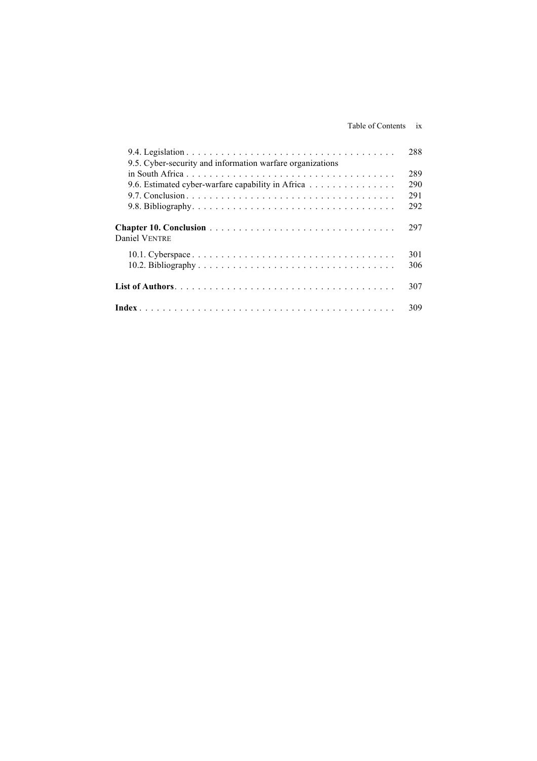9.4. Legislation . . . . . . . . . . . . . . . . . . . . . . . . . . . . . . . . . . . . 288
9.5. Cyber-security and information warfare organizations in South Africa . . . . . . . . . . . . . . . . . . . . . . . . . . . . . . . . . . . . 289
9.6. Estimated cyber-warfare capability in Africa . . . . . . . . . . . . . . . 290
9.7. Conclusion . . . . . . . . . . . . . . . . . . . . . . . . . . . . . . . . . . . . 291
9.8. Bibliography . . . . . . . . . . . . . . . . . . . . . . . . . . . . . . . . . . . 292

**Chapter 10. Conclusion** . . . . . . . . . . . . . . . . . . . . . . . . . . . . . . . 297
Daniel VENTRE

10.1. Cyberspace . . . . . . . . . . . . . . . . . . . . . . . . . . . . . . . . . . . 301
10.2. Bibliography . . . . . . . . . . . . . . . . . . . . . . . . . . . . . . . . . . 306

**List of Authors** . . . . . . . . . . . . . . . . . . . . . . . . . . . . . . . . . . . . 307

**Index** . . . . . . . . . . . . . . . . . . . . . . . . . . . . . . . . . . . . . . . . . 309